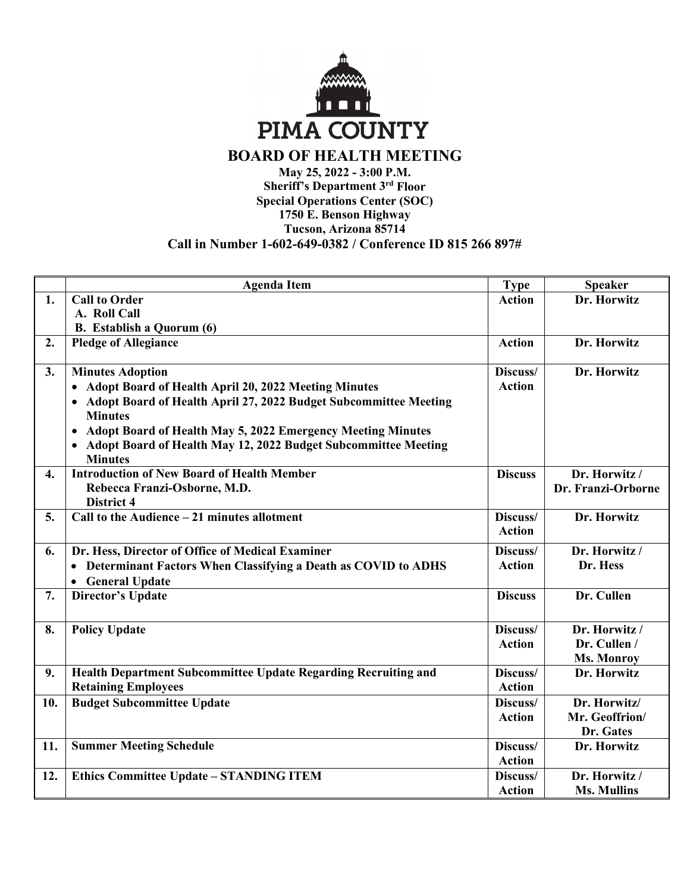PIMA COUNTY

# BOARD OF HEALTH MEETING

**May 25, 2022 - 3:00 P.M.**
**Sheriff's Department 3rd Floor**
**Special Operations Center (SOC)**
**1750 E. Benson Highway**
**Tucson, Arizona 85714**
**Call in Number 1-602-649-0382 / Conference ID 815 266 897#**

| | Agenda Item | Type | Speaker |
|---|---|---|---|
| **1.** | **Call to Order**<br>**A. Roll Call**<br>**B. Establish a Quorum (6)** | **Action** | **Dr. Horwitz** |
| **2.** | **Pledge of Allegiance** | **Action** | **Dr. Horwitz** |
| **3.** | **Minutes Adoption**<br>• **Adopt Board of Health April 20, 2022 Meeting Minutes**<br>• **Adopt Board of Health April 27, 2022 Budget Subcommittee Meeting Minutes**<br>• **Adopt Board of Health May 5, 2022 Emergency Meeting Minutes**<br>• **Adopt Board of Health May 12, 2022 Budget Subcommittee Meeting Minutes** | **Discuss/ Action** | **Dr. Horwitz** |
| **4.** | **Introduction of New Board of Health Member**<br>**Rebecca Franzi-Osborne, M.D.**<br>**District 4** | **Discuss** | **Dr. Horwitz / Dr. Franzi-Orborne** |
| **5.** | **Call to the Audience – 21 minutes allotment** | **Discuss/ Action** | **Dr. Horwitz** |
| **6.** | **Dr. Hess, Director of Office of Medical Examiner**<br>• **Determinant Factors When Classifying a Death as COVID to ADHS**<br>• **General Update** | **Discuss/ Action** | **Dr. Horwitz / Dr. Hess** |
| **7.** | **Director's Update** | **Discuss** | **Dr. Cullen** |
| **8.** | **Policy Update** | **Discuss/ Action** | **Dr. Horwitz / Dr. Cullen / Ms. Monroy** |
| **9.** | **Health Department Subcommittee Update Regarding Recruiting and Retaining Employees** | **Discuss/ Action** | **Dr. Horwitz** |
| **10.** | **Budget Subcommittee Update** | **Discuss/ Action** | **Dr. Horwitz/ Mr. Geoffrion/ Dr. Gates** |
| **11.** | **Summer Meeting Schedule** | **Discuss/ Action** | **Dr. Horwitz** |
| **12.** | **Ethics Committee Update – STANDING ITEM** | **Discuss/ Action** | **Dr. Horwitz / Ms. Mullins** |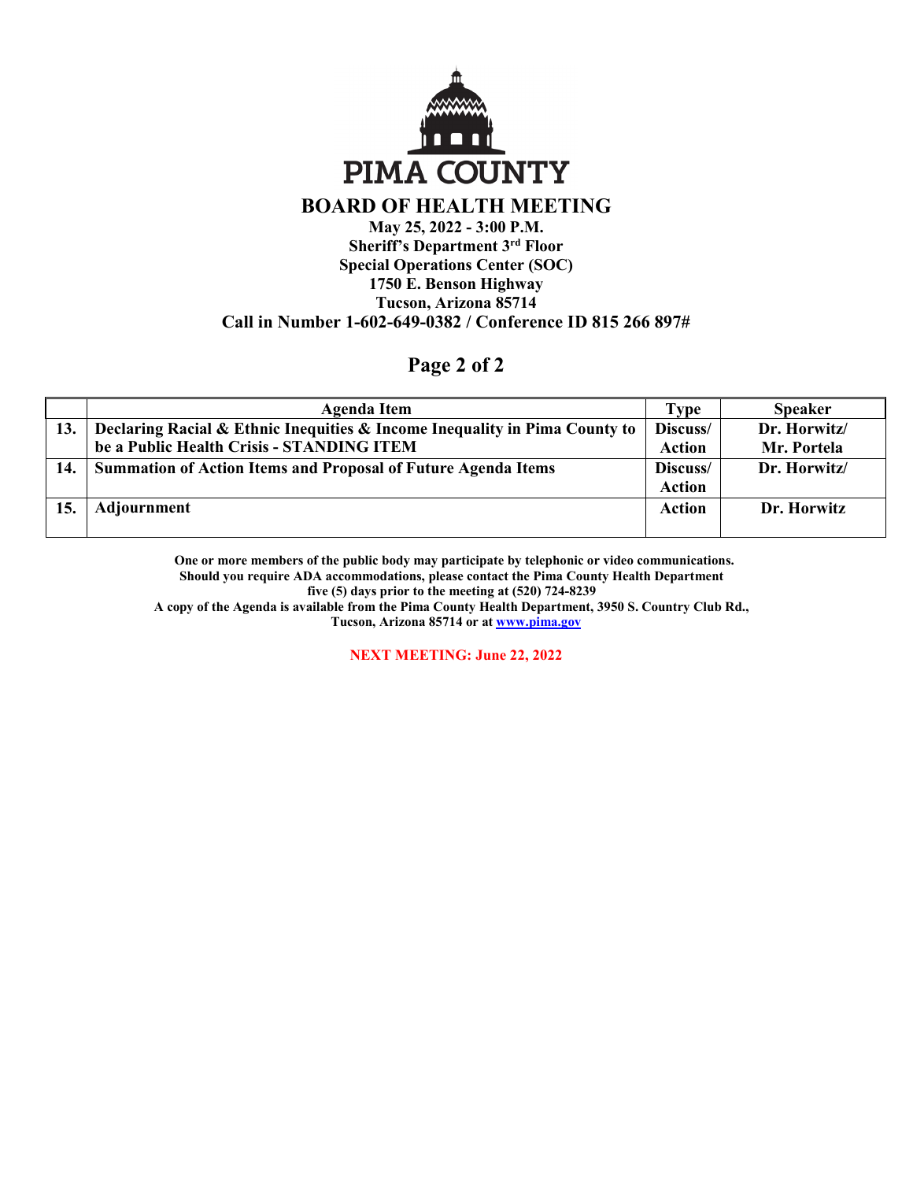PIMA COUNTY

# BOARD OF HEALTH MEETING

**May 25, 2022 - 3:00 P.M.**
**Sheriff's Department 3rd Floor**
**Special Operations Center (SOC)**
**1750 E. Benson Highway**
**Tucson, Arizona 85714**
**Call in Number 1-602-649-0382 / Conference ID 815 266 897#**

## Page 2 of 2

| | Agenda Item | Type | Speaker |
|---|---|---|---|
| 13. | Declaring Racial & Ethnic Inequities & Income Inequality in Pima County to be a Public Health Crisis - STANDING ITEM | Discuss/ Action | Dr. Horwitz/ Mr. Portela |
| 14. | Summation of Action Items and Proposal of Future Agenda Items | Discuss/ Action | Dr. Horwitz/ |
| 15. | Adjournment | Action | Dr. Horwitz |

**One or more members of the public body may participate by telephonic or video communications.**
**Should you require ADA accommodations, please contact the Pima County Health Department five (5) days prior to the meeting at (520) 724-8239**
**A copy of the Agenda is available from the Pima County Health Department, 3950 S. Country Club Rd., Tucson, Arizona 85714 or at [www.pima.gov](http://www.pima.gov)**

**NEXT MEETING: June 22, 2022**